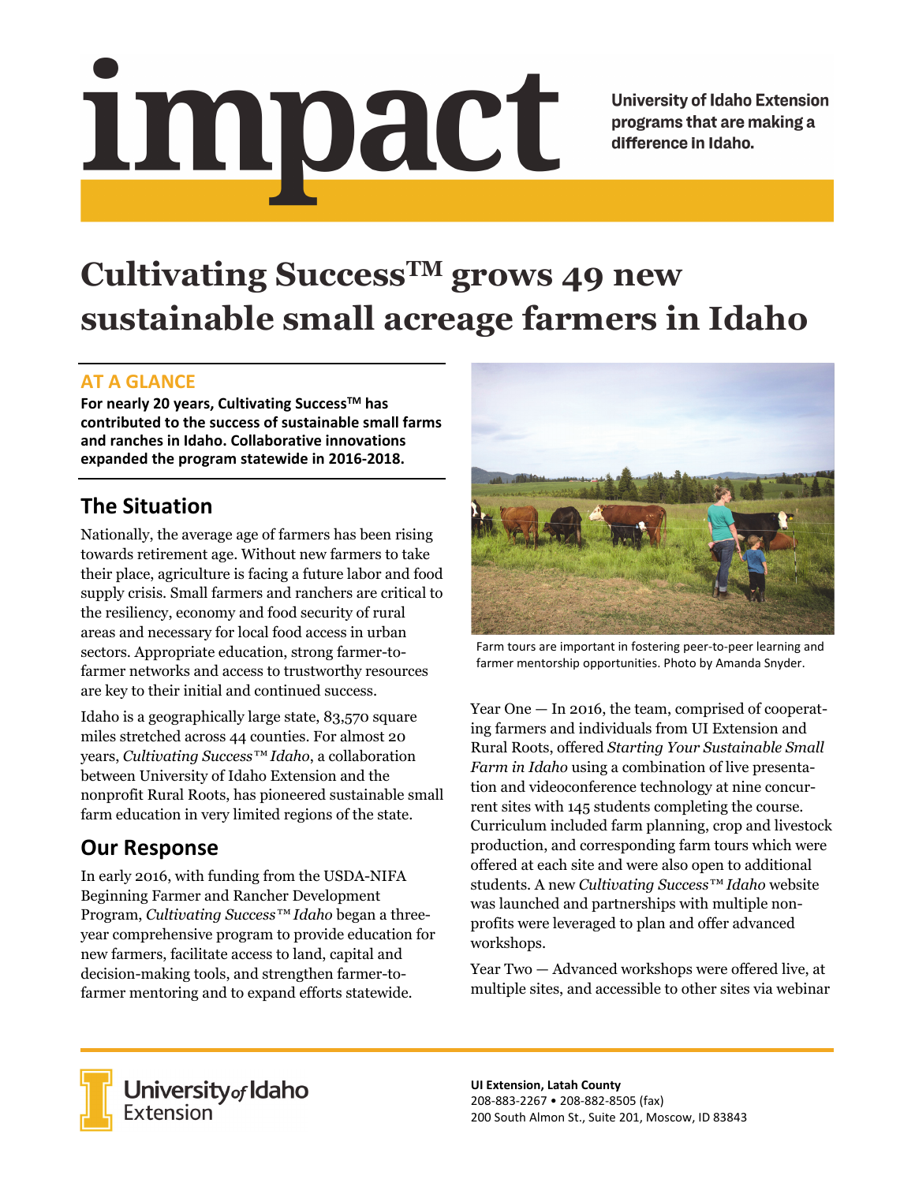# impact

University of Idaho Extension programs that are making a difference in Idaho.

# Cultivating Success™ grows 49 new sustainable small acreage farmers in Idaho

## AT A GLANCE

**For nearly 20 years, Cultivating Success™ has contributed to the success of sustainable small farms and ranches in Idaho. Collaborative innovations expanded the program statewide in 2016-2018.**

## The Situation

Nationally, the average age of farmers has been rising towards retirement age. Without new farmers to take their place, agriculture is facing a future labor and food supply crisis. Small farmers and ranchers are critical to the resiliency, economy and food security of rural areas and necessary for local food access in urban sectors. Appropriate education, strong farmer-to-farmer networks and access to trustworthy resources are key to their initial and continued success.

Idaho is a geographically large state, 83,570 square miles stretched across 44 counties. For almost 20 years, *Cultivating Success™ Idaho*, a collaboration between University of Idaho Extension and the nonprofit Rural Roots, has pioneered sustainable small farm education in very limited regions of the state.

## Our Response

In early 2016, with funding from the USDA-NIFA Beginning Farmer and Rancher Development Program, *Cultivating Success™ Idaho* began a three-year comprehensive program to provide education for new farmers, facilitate access to land, capital and decision-making tools, and strengthen farmer-to-farmer mentoring and to expand efforts statewide.

Farm tours are important in fostering peer-to-peer learning and farmer mentorship opportunities. Photo by Amanda Snyder.

Year One — In 2016, the team, comprised of cooperating farmers and individuals from UI Extension and Rural Roots, offered *Starting Your Sustainable Small Farm in Idaho* using a combination of live presentation and videoconference technology at nine concurrent sites with 145 students completing the course. Curriculum included farm planning, crop and livestock production, and corresponding farm tours which were offered at each site and were also open to additional students. A new *Cultivating Success™ Idaho* website was launched and partnerships with multiple non-profits were leveraged to plan and offer advanced workshops.

Year Two — Advanced workshops were offered live, at multiple sites, and accessible to other sites via webinar

University of Idaho Extension

**UI Extension, Latah County**
208-883-2267 • 208-882-8505 (fax)
200 South Almon St., Suite 201, Moscow, ID 83843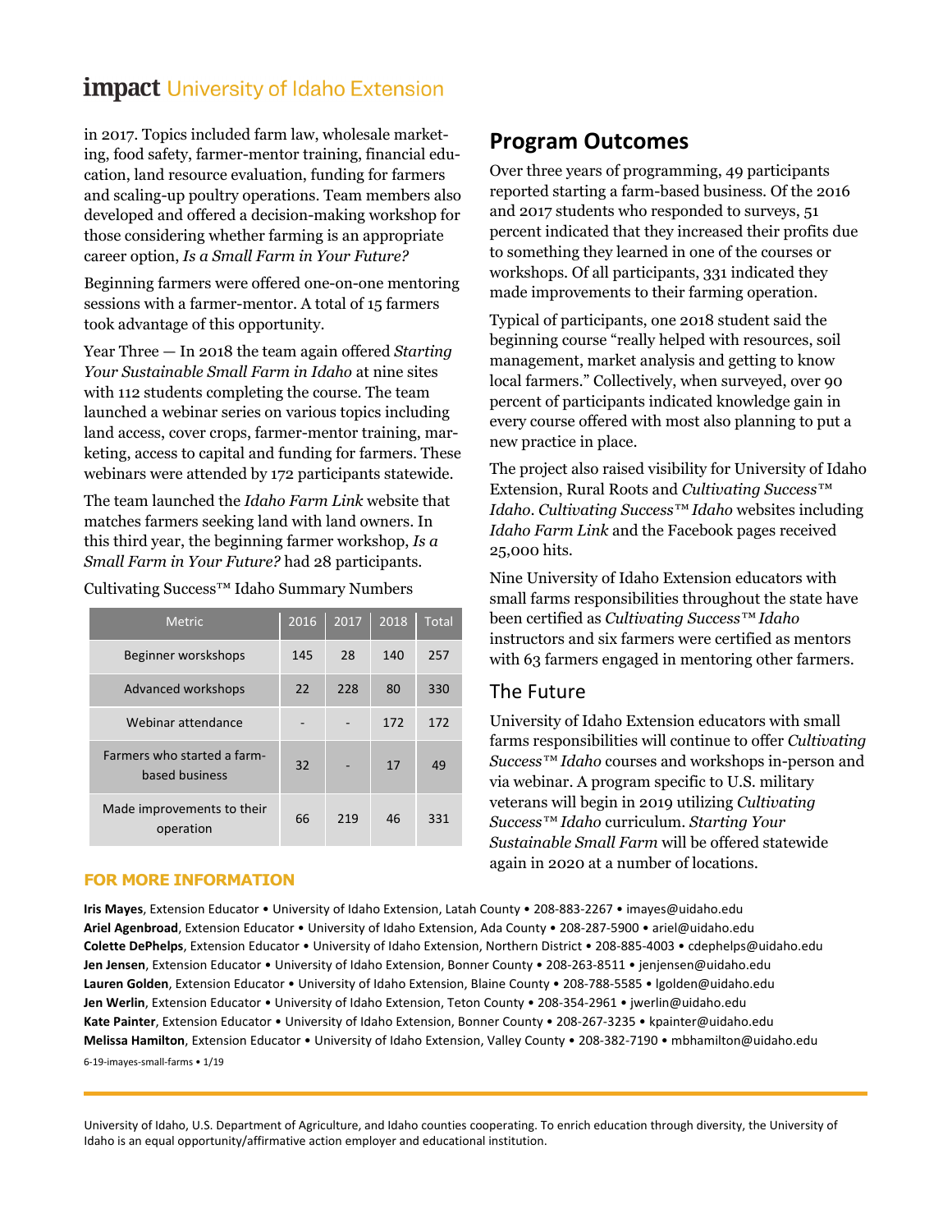in 2017. Topics included farm law, wholesale marketing, food safety, farmer-mentor training, financial education, land resource evaluation, funding for farmers and scaling-up poultry operations. Team members also developed and offered a decision-making workshop for those considering whether farming is an appropriate career option, *Is a Small Farm in Your Future?*

Beginning farmers were offered one-on-one mentoring sessions with a farmer-mentor. A total of 15 farmers took advantage of this opportunity.

Year Three — In 2018 the team again offered *Starting Your Sustainable Small Farm in Idaho* at nine sites with 112 students completing the course. The team launched a webinar series on various topics including land access, cover crops, farmer-mentor training, marketing, access to capital and funding for farmers. These webinars were attended by 172 participants statewide.

The team launched the *Idaho Farm Link* website that matches farmers seeking land with land owners. In this third year, the beginning farmer workshop, *Is a Small Farm in Your Future?* had 28 participants.

Cultivating Success™ Idaho Summary Numbers

| Metric | 2016 | 2017 | 2018 | Total |
|---|---|---|---|---|
| Beginner worskshops | 145 | 28 | 140 | 257 |
| Advanced workshops | 22 | 228 | 80 | 330 |
| Webinar attendance | - | - | 172 | 172 |
| Farmers who started a farm-based business | 32 | - | 17 | 49 |
| Made improvements to their operation | 66 | 219 | 46 | 331 |

## Program Outcomes

Over three years of programming, 49 participants reported starting a farm-based business. Of the 2016 and 2017 students who responded to surveys, 51 percent indicated that they increased their profits due to something they learned in one of the courses or workshops. Of all participants, 331 indicated they made improvements to their farming operation.

Typical of participants, one 2018 student said the beginning course "really helped with resources, soil management, market analysis and getting to know local farmers." Collectively, when surveyed, over 90 percent of participants indicated knowledge gain in every course offered with most also planning to put a new practice in place.

The project also raised visibility for University of Idaho Extension, Rural Roots and *Cultivating Success™ Idaho*. *Cultivating Success™ Idaho* websites including *Idaho Farm Link* and the Facebook pages received 25,000 hits.

Nine University of Idaho Extension educators with small farms responsibilities throughout the state have been certified as *Cultivating Success™ Idaho* instructors and six farmers were certified as mentors with 63 farmers engaged in mentoring other farmers.

### The Future

University of Idaho Extension educators with small farms responsibilities will continue to offer *Cultivating Success™ Idaho* courses and workshops in-person and via webinar. A program specific to U.S. military veterans will begin in 2019 utilizing *Cultivating Success™ Idaho* curriculum. *Starting Your Sustainable Small Farm* will be offered statewide again in 2020 at a number of locations.

### FOR MORE INFORMATION

**Iris Mayes**, Extension Educator • University of Idaho Extension, Latah County • 208-883-2267 • imayes@uidaho.edu
**Ariel Agenbroad**, Extension Educator • University of Idaho Extension, Ada County • 208-287-5900 • ariel@uidaho.edu
**Colette DePhelps**, Extension Educator • University of Idaho Extension, Northern District • 208-885-4003 • cdephelps@uidaho.edu
**Jen Jensen**, Extension Educator • University of Idaho Extension, Bonner County • 208-263-8511 • jenjensen@uidaho.edu
**Lauren Golden**, Extension Educator • University of Idaho Extension, Blaine County • 208-788-5585 • lgolden@uidaho.edu
**Jen Werlin**, Extension Educator • University of Idaho Extension, Teton County • 208-354-2961 • jwerlin@uidaho.edu
**Kate Painter**, Extension Educator • University of Idaho Extension, Bonner County • 208-267-3235 • kpainter@uidaho.edu
**Melissa Hamilton**, Extension Educator • University of Idaho Extension, Valley County • 208-382-7190 • mbhamilton@uidaho.edu

6-19-imayes-small-farms • 1/19

University of Idaho, U.S. Department of Agriculture, and Idaho counties cooperating. To enrich education through diversity, the University of Idaho is an equal opportunity/affirmative action employer and educational institution.